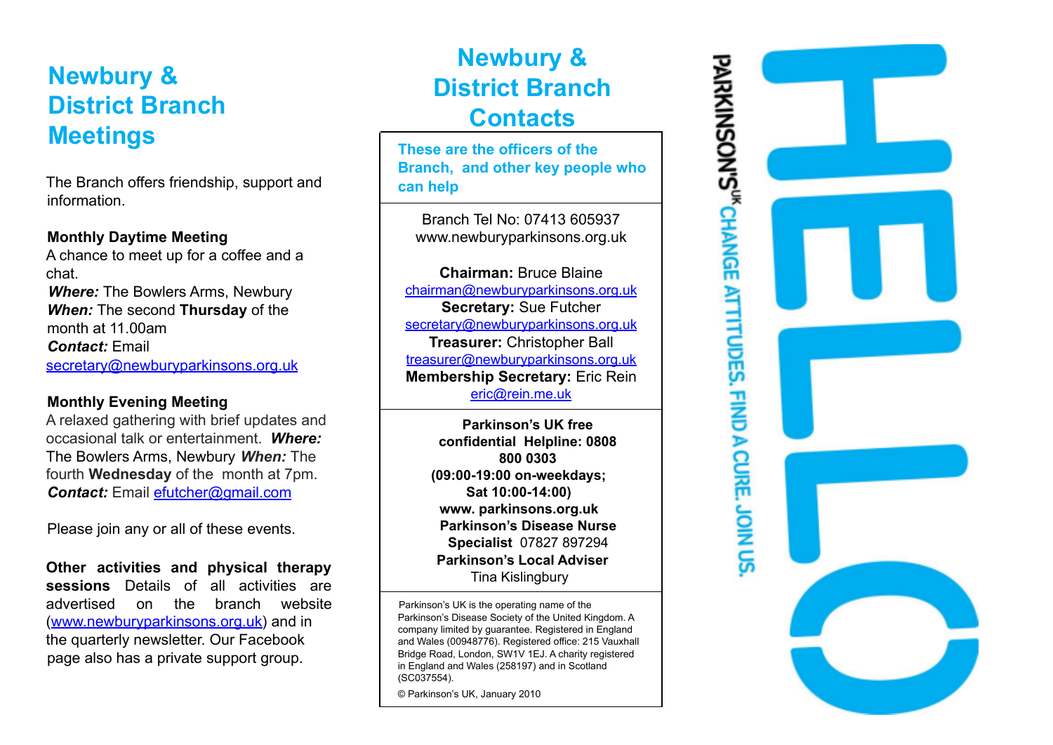# Newbury & District Branch Meetings

The Branch offers friendship, support and information.

**Monthly Daytime Meeting**
A chance to meet up for a coffee and a chat.
***Where:*** The Bowlers Arms, Newbury
***When:*** The second **Thursday** of the month at 11.00am
***Contact:*** Email secretary@newburyparkinsons.org.uk

**Monthly Evening Meeting**
A relaxed gathering with brief updates and occasional talk or entertainment. ***Where:*** The Bowlers Arms, Newbury ***When:*** The fourth **Wednesday** of the month at 7pm.
***Contact:*** Email efutcher@gmail.com

Please join any or all of these events.

**Other activities and physical therapy sessions** Details of all activities are advertised on the branch website (www.newburyparkinsons.org.uk) and in the quarterly newsletter. Our Facebook page also has a private support group.

# Newbury & District Branch Contacts

**These are the officers of the Branch, and other key people who can help**

Branch Tel No: 07413 605937
www.newburyparkinsons.org.uk

**Chairman:** Bruce Blaine
chairman@newburyparkinsons.org.uk
**Secretary:** Sue Futcher
secretary@newburyparkinsons.org.uk
**Treasurer:** Christopher Ball
treasurer@newburyparkinsons.org.uk
**Membership Secretary:** Eric Rein
eric@rein.me.uk

**Parkinson's UK free confidential Helpline: 0808 800 0303**
**(09:00-19:00 on-weekdays; Sat 10:00-14:00)**
**www. parkinsons.org.uk**
**Parkinson's Disease Nurse Specialist** 07827 897294
**Parkinson's Local Adviser**
Tina Kislingbury

Parkinson's UK is the operating name of the Parkinson's Disease Society of the United Kingdom. A company limited by guarantee. Registered in England and Wales (00948776). Registered office: 215 Vauxhall Bridge Road, London, SW1V 1EJ. A charity registered in England and Wales (258197) and in Scotland (SC037554).

© Parkinson's UK, January 2010

PARKINSON'S UK CHANGE ATTITUDES. FIND A CURE. JOIN US.

HELLO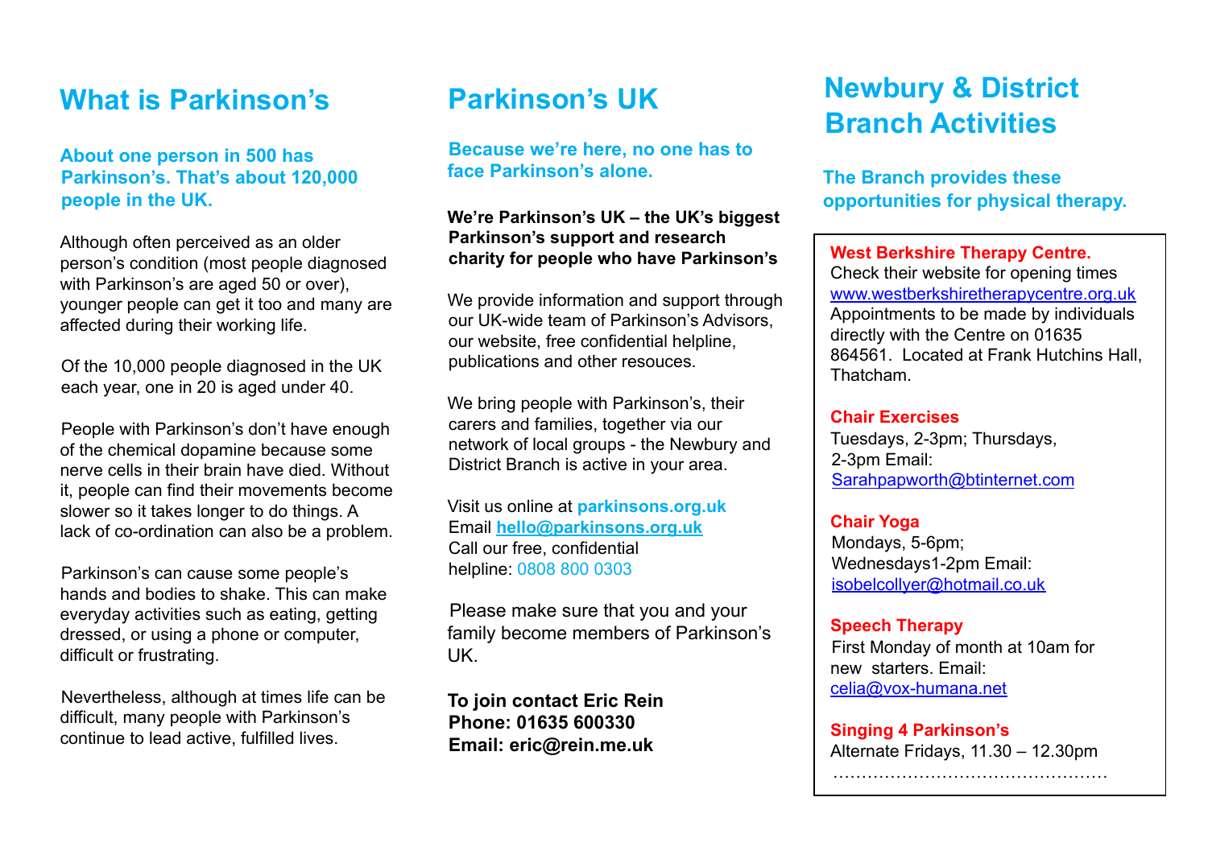# What is Parkinson's

**About one person in 500 has Parkinson's. That's about 120,000 people in the UK.**

Although often perceived as an older person's condition (most people diagnosed with Parkinson's are aged 50 or over), younger people can get it too and many are affected during their working life.

Of the 10,000 people diagnosed in the UK each year, one in 20 is aged under 40.

People with Parkinson's don't have enough of the chemical dopamine because some nerve cells in their brain have died. Without it, people can find their movements become slower so it takes longer to do things. A lack of co-ordination can also be a problem.

Parkinson's can cause some people's hands and bodies to shake. This can make everyday activities such as eating, getting dressed, or using a phone or computer, difficult or frustrating.

Nevertheless, although at times life can be difficult, many people with Parkinson's continue to lead active, fulfilled lives.

# Parkinson's UK

**Because we're here, no one has to face Parkinson's alone.**

**We're Parkinson's UK – the UK's biggest Parkinson's support and research charity for people who have Parkinson's**

We provide information and support through our UK-wide team of Parkinson's Advisors, our website, free confidential helpline, publications and other resouces.

We bring people with Parkinson's, their carers and families, together via our network of local groups - the Newbury and District Branch is active in your area.

Visit us online at **parkinsons.org.uk**
Email **hello@parkinsons.org.uk**
Call our free, confidential helpline: 0808 800 0303

Please make sure that you and your family become members of Parkinson's UK.

**To join contact Eric Rein**
**Phone: 01635 600330**
**Email: eric@rein.me.uk**

# Newbury & District Branch Activities

**The Branch provides these opportunities for physical therapy.**

**West Berkshire Therapy Centre.**
Check their website for opening times
www.westberkshiretherapycentre.org.uk
Appointments to be made by individuals directly with the Centre on 01635 864561. Located at Frank Hutchins Hall, Thatcham.

**Chair Exercises**
Tuesdays, 2-3pm; Thursdays, 2-3pm Email:
Sarahpapworth@btinternet.com

**Chair Yoga**
Mondays, 5-6pm;
Wednesdays1-2pm Email:
isobelcollyer@hotmail.co.uk

**Speech Therapy**
First Monday of month at 10am for new starters. Email:
celia@vox-humana.net

**Singing 4 Parkinson's**
Alternate Fridays, 11.30 – 12.30pm
…………………………………………